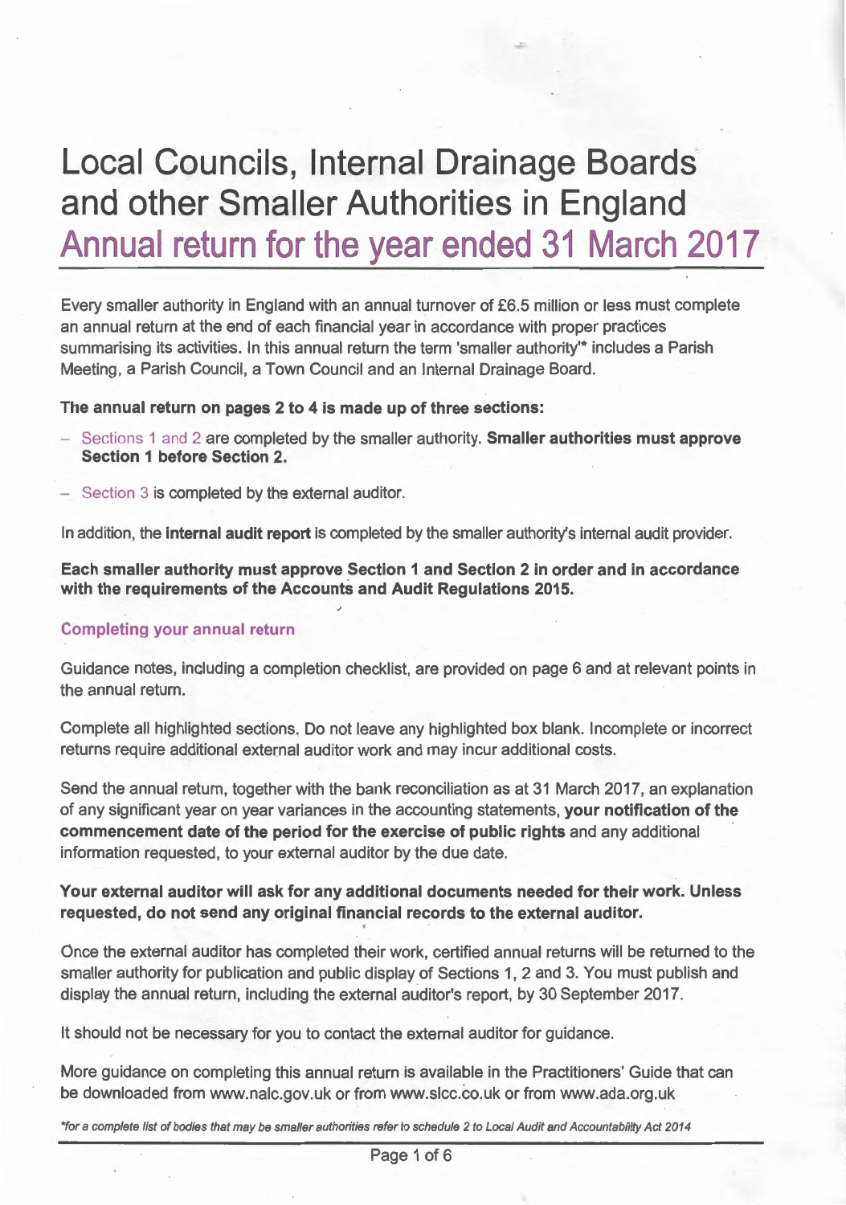# Local Councils, Internal Drainage Boards and other Smaller Authorities in England

## Annual return for the year ended 31 March 2017

Every smaller authority in England with an annual turnover of £6.5 million or less must complete an annual return at the end of each financial year in accordance with proper practices summarising its activities. In this annual return the term 'smaller authority'* includes a Parish Meeting, a Parish Council, a Town Council and an Internal Drainage Board.

**The annual return on pages 2 to 4 is made up of three sections:**

- Sections 1 and 2 are completed by the smaller authority. **Smaller authorities must approve Section 1 before Section 2.**
- Section 3 is completed by the external auditor.

In addition, the **internal audit report** is completed by the smaller authority's internal audit provider.

**Each smaller authority must approve Section 1 and Section 2 in order and in accordance with the requirements of the Accounts and Audit Regulations 2015.**

### Completing your annual return

Guidance notes, including a completion checklist, are provided on page 6 and at relevant points in the annual return.

Complete all highlighted sections. Do not leave any highlighted box blank. Incomplete or incorrect returns require additional external auditor work and may incur additional costs.

Send the annual return, together with the bank reconciliation as at 31 March 2017, an explanation of any significant year on year variances in the accounting statements, **your notification of the commencement date of the period for the exercise of public rights** and any additional information requested, to your external auditor by the due date.

**Your external auditor will ask for any additional documents needed for their work. Unless requested, do not send any original financial records to the external auditor.**

Once the external auditor has completed their work, certified annual returns will be returned to the smaller authority for publication and public display of Sections 1, 2 and 3. You must publish and display the annual return, including the external auditor's report, by 30 September 2017.

It should not be necessary for you to contact the external auditor for guidance.

More guidance on completing this annual return is available in the Practitioners' Guide that can be downloaded from www.nalc.gov.uk or from www.slcc.co.uk or from www.ada.org.uk

*\*for a complete list of bodies that may be smaller authorities refer to schedule 2 to Local Audit and Accountability Act 2014*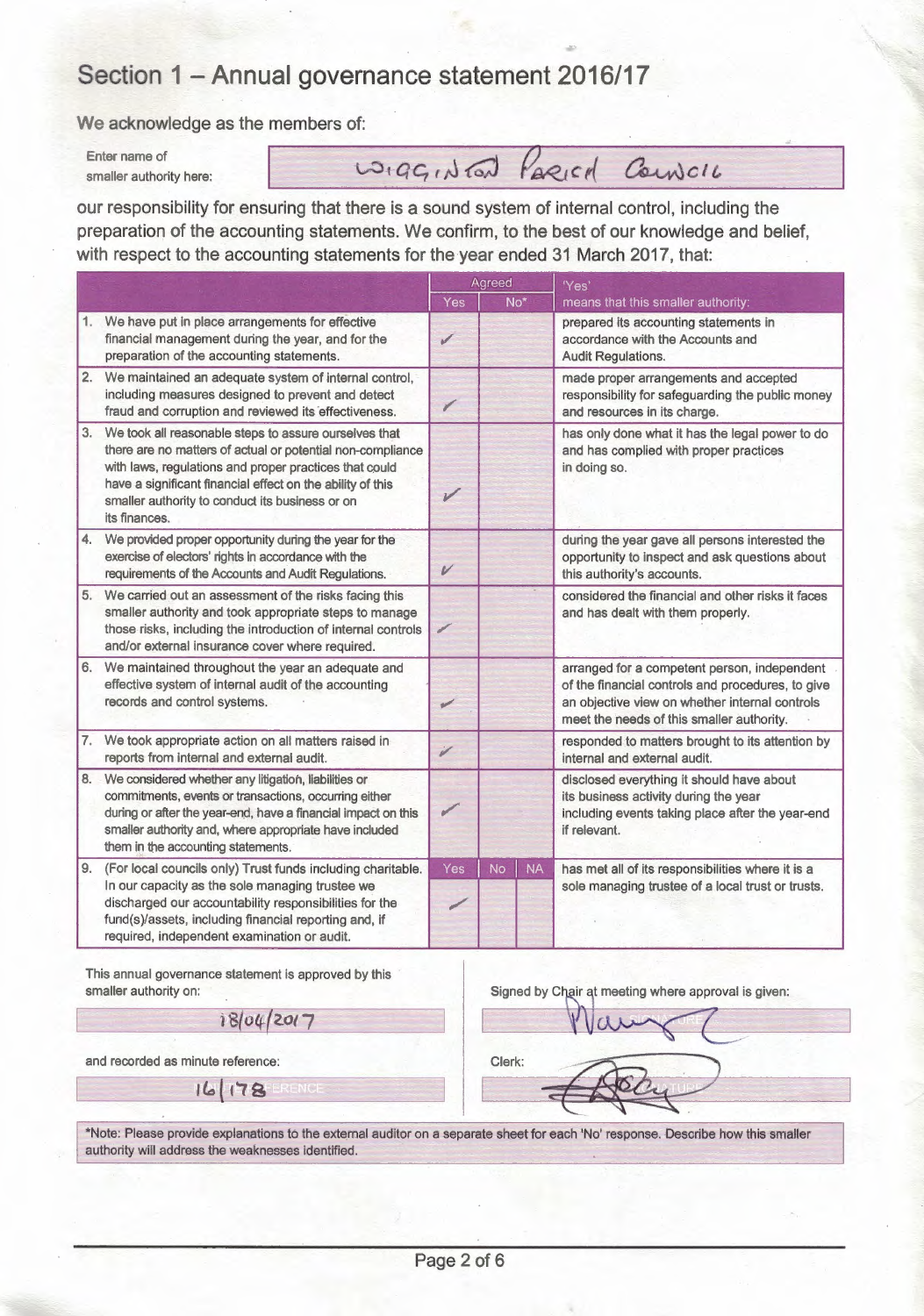# Section 1 – Annual governance statement 2016/17

We acknowledge as the members of:

Enter name of smaller authority here: WIGGINTON PARISH COUNCIL

our responsibility for ensuring that there is a sound system of internal control, including the preparation of the accounting statements. We confirm, to the best of our knowledge and belief, with respect to the accounting statements for the year ended 31 March 2017, that:

| | Agreed | | | 'Yes' means that this smaller authority: |
|---|---|---|---|---|
| | Yes | No* | | |
| 1. We have put in place arrangements for effective financial management during the year, and for the preparation of the accounting statements. | ✓ | | | prepared its accounting statements in accordance with the Accounts and Audit Regulations. |
| 2. We maintained an adequate system of internal control, including measures designed to prevent and detect fraud and corruption and reviewed its effectiveness. | ✓ | | | made proper arrangements and accepted responsibility for safeguarding the public money and resources in its charge. |
| 3. We took all reasonable steps to assure ourselves that there are no matters of actual or potential non-compliance with laws, regulations and proper practices that could have a significant financial effect on the ability of this smaller authority to conduct its business or on its finances. | ✓ | | | has only done what it has the legal power to do and has complied with proper practices in doing so. |
| 4. We provided proper opportunity during the year for the exercise of electors' rights in accordance with the requirements of the Accounts and Audit Regulations. | ✓ | | | during the year gave all persons interested the opportunity to inspect and ask questions about this authority's accounts. |
| 5. We carried out an assessment of the risks facing this smaller authority and took appropriate steps to manage those risks, including the introduction of internal controls and/or external insurance cover where required. | ✓ | | | considered the financial and other risks it faces and has dealt with them properly. |
| 6. We maintained throughout the year an adequate and effective system of internal audit of the accounting records and control systems. | ✓ | | | arranged for a competent person, independent of the financial controls and procedures, to give an objective view on whether internal controls meet the needs of this smaller authority. |
| 7. We took appropriate action on all matters raised in reports from internal and external audit. | ✓ | | | responded to matters brought to its attention by internal and external audit. |
| 8. We considered whether any litigation, liabilities or commitments, events or transactions, occurring either during or after the year-end, have a financial impact on this smaller authority and, where appropriate have included them in the accounting statements. | ✓ | | | disclosed everything it should have about its business activity during the year including events taking place after the year-end if relevant. |
| | Yes | No | NA | |
| 9. (For local councils only) Trust funds including charitable. In our capacity as the sole managing trustee we discharged our accountability responsibilities for the fund(s)/assets, including financial reporting and, if required, independent examination or audit. | ✓ | | | has met all of its responsibilities where it is a sole managing trustee of a local trust or trusts. |

This annual governance statement is approved by this smaller authority on: 18/04/2017

and recorded as minute reference: 16/178

Signed by Chair at meeting where approval is given: [signature]

Clerk: [signature]

*Note: Please provide explanations to the external auditor on a separate sheet for each 'No' response. Describe how this smaller authority will address the weaknesses identified.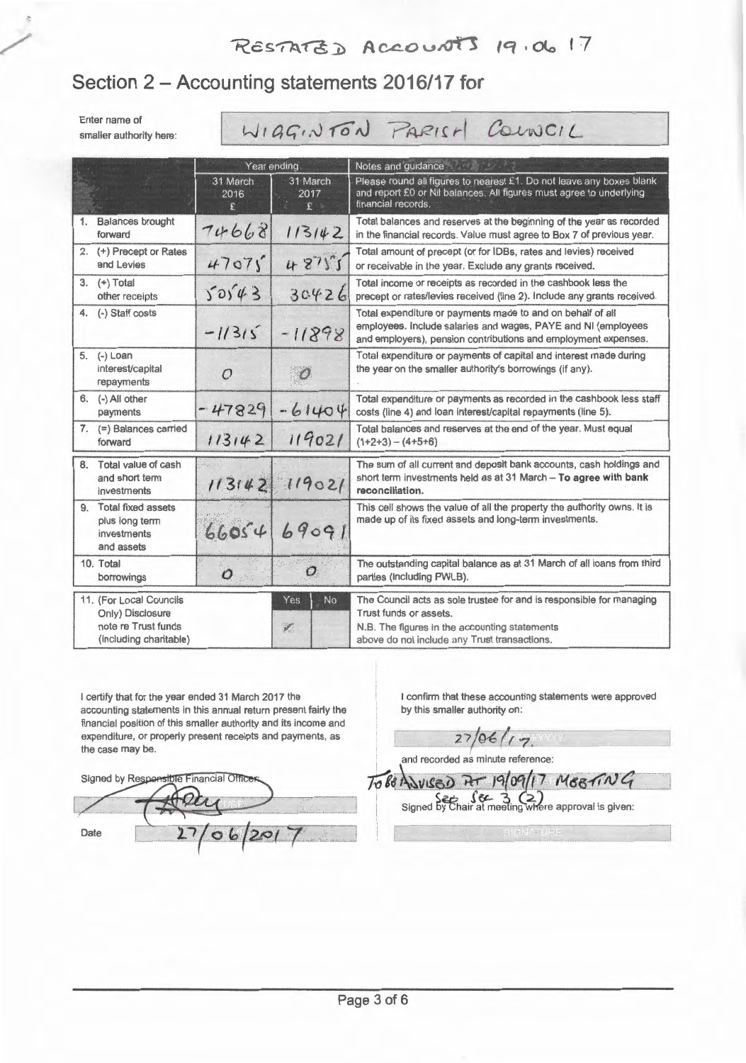RESTATED ACCOUNTS 19.06.17

## Section 2 – Accounting statements 2016/17 for

Enter name of smaller authority here: WIGGINTON PARISH COUNCIL

| | Year ending | | Notes and guidance |
|---|---|---|---|
| | 31 March 2016 £ | 31 March 2017 £ | Please round all figures to nearest £1. Do not leave any boxes blank and report £0 or Nil balances. All figures must agree to underlying financial records. |
| 1. Balances brought forward | 74668 | 113142 | Total balances and reserves at the beginning of the year as recorded in the financial records. Value must agree to Box 7 of previous year. |
| 2. (+) Precept or Rates and Levies | 47075 | 48755 | Total amount of precept (or for IDBs, rates and levies) received or receivable in the year. Exclude any grants received. |
| 3. (+) Total other receipts | 50543 | 30426 | Total income or receipts as recorded in the cashbook less the precept or rates/levies received (line 2). Include any grants received. |
| 4. (-) Staff costs | -11315 | -11898 | Total expenditure or payments made to and on behalf of all employees. Include salaries and wages, PAYE and NI (employees and employers), pension contributions and employment expenses. |
| 5. (-) Loan interest/capital repayments | 0 | 0 | Total expenditure or payments of capital and interest made during the year on the smaller authority's borrowings (if any). |
| 6. (-) All other payments | -47829 | -61404 | Total expenditure or payments as recorded in the cashbook less staff costs (line 4) and loan interest/capital repayments (line 5). |
| 7. (=) Balances carried forward | 113142 | 119021 | Total balances and reserves at the end of the year. Must equal (1+2+3) – (4+5+6) |
| 8. Total value of cash and short term investments | 113142 | 119021 | The sum of all current and deposit bank accounts, cash holdings and short term investments held as at 31 March – **To agree with bank reconciliation.** |
| 9. Total fixed assets plus long term investments and assets | 66054 | 69091 | This cell shows the value of all the property the authority owns. It is made up of its fixed assets and long-term investments. |
| 10. Total borrowings | 0 | 0 | The outstanding capital balance as at 31 March of all loans from third parties (including PWLB). |

| 11. (For Local Councils Only) Disclosure note re Trust funds (including charitable) | Yes | No | The Council acts as sole trustee for and is responsible for managing Trust funds or assets. N.B. The figures in the accounting statements above do not include any Trust transactions. |
|---|---|---|---|
| | ✓ | | |

I certify that for the year ended 31 March 2017 the accounting statements in this annual return present fairly the financial position of this smaller authority and its income and expenditure, or properly present receipts and payments, as the case may be.

Signed by Responsible Financial Officer: [signature]

Date: 27/06/2017

I confirm that these accounting statements were approved by this smaller authority on:

27/06/17

and recorded as minute reference:

TO BE ADVISED AT 19/09/17 MEETING

See Sec 3 (2)

Signed by Chair at meeting where approval is given: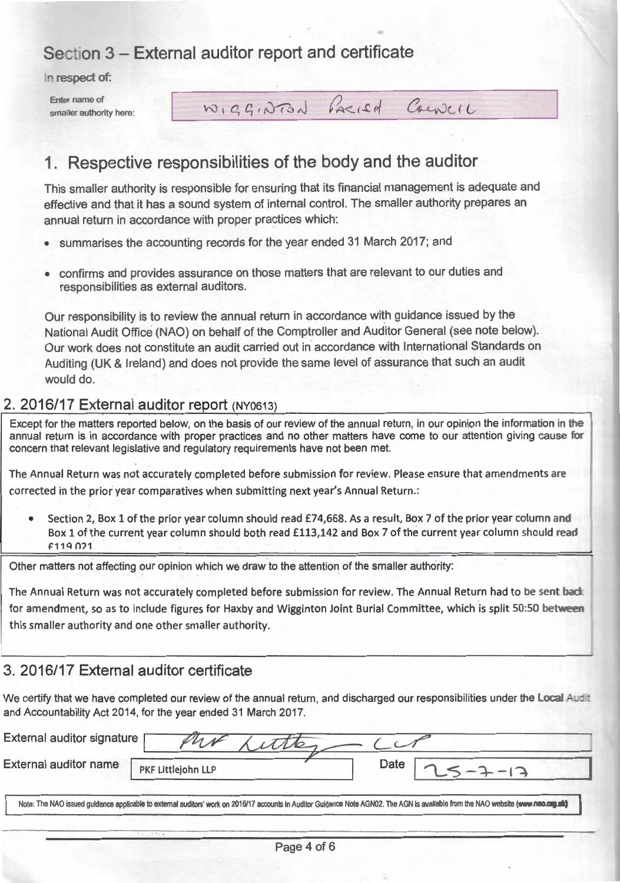# Section 3 – External auditor report and certificate

In respect of:

Enter name of smaller authority here: WIGGINTON PARISH COUNCIL

## 1. Respective responsibilities of the body and the auditor

This smaller authority is responsible for ensuring that its financial management is adequate and effective and that it has a sound system of internal control. The smaller authority prepares an annual return in accordance with proper practices which:

- summarises the accounting records for the year ended 31 March 2017; and
- confirms and provides assurance on those matters that are relevant to our duties and responsibilities as external auditors.

Our responsibility is to review the annual return in accordance with guidance issued by the National Audit Office (NAO) on behalf of the Comptroller and Auditor General (see note below). Our work does not constitute an audit carried out in accordance with International Standards on Auditing (UK & Ireland) and does not provide the same level of assurance that such an audit would do.

## 2. 2016/17 External auditor report (NY0613)

Except for the matters reported below, on the basis of our review of the annual return, in our opinion the information in the annual return is in accordance with proper practices and no other matters have come to our attention giving cause for concern that relevant legislative and regulatory requirements have not been met.

The Annual Return was not accurately completed before submission for review. Please ensure that amendments are corrected in the prior year comparatives when submitting next year's Annual Return.:

- Section 2, Box 1 of the prior year column should read £74,668. As a result, Box 7 of the prior year column and Box 1 of the current year column should both read £113,142 and Box 7 of the current year column should read £119,021

Other matters not affecting our opinion which we draw to the attention of the smaller authority:

The Annual Return was not accurately completed before submission for review. The Annual Return had to be sent back for amendment, so as to include figures for Haxby and Wigginton Joint Burial Committee, which is split 50:50 between this smaller authority and one other smaller authority.

## 3. 2016/17 External auditor certificate

We certify that we have completed our review of the annual return, and discharged our responsibilities under the Local Audit and Accountability Act 2014, for the year ended 31 March 2017.

External auditor signature: PKF Littlejohn LLP

External auditor name: PKF Littlejohn LLP

Date: 25-7-17

Note: The NAO issued guidance applicable to external auditors' work on 2016/17 accounts in Auditor Guidance Note AGN02. The AGN is available from the NAO website (www.nao.org.uk)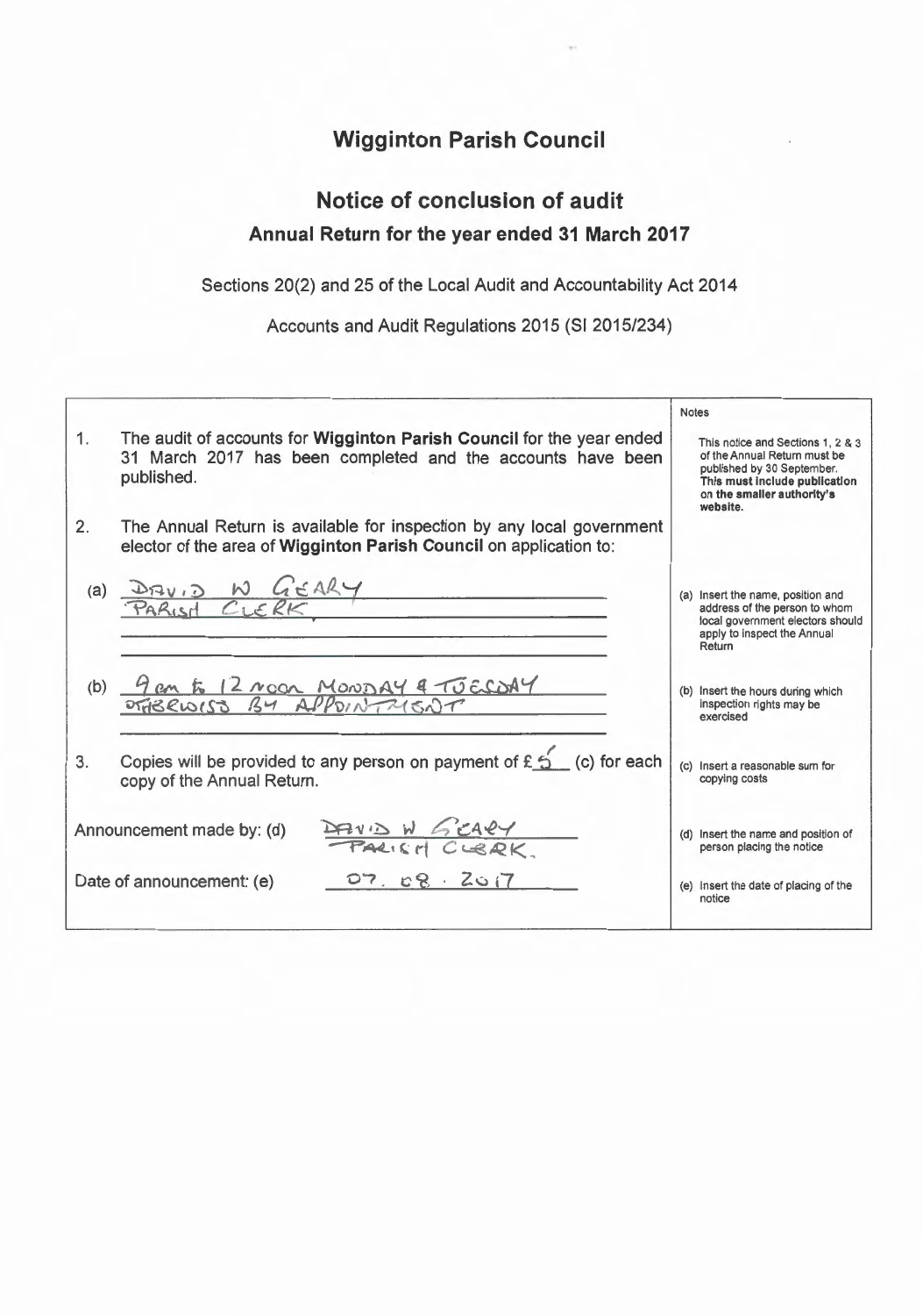# Wigginton Parish Council

## Notice of conclusion of audit

### Annual Return for the year ended 31 March 2017

Sections 20(2) and 25 of the Local Audit and Accountability Act 2014

Accounts and Audit Regulations 2015 (SI 2015/234)

| | Notes |
|---|---|
| 1. The audit of accounts for **Wigginton Parish Council** for the year ended 31 March 2017 has been completed and the accounts have been published. | This notice and Sections 1, 2 & 3 of the Annual Return must be published by 30 September. **This must include publication on the smaller authority's website.** |
| 2. The Annual Return is available for inspection by any local government elector of the area of **Wigginton Parish Council** on application to: | |
| (a) DAVID W GEARY PARISH CLERK, | (a) Insert the name, position and address of the person to whom local government electors should apply to inspect the Annual Return |
| (b) 9am to 12 noon MONDAY & TUESDAY OTHERWISE BY APPOINTMENT | (b) Insert the hours during which inspection rights may be exercised |
| 3. Copies will be provided to any person on payment of £5 (c) for each copy of the Annual Return. | (c) Insert a reasonable sum for copying costs |
| Announcement made by: (d) DAVID W GEARY PARISH CLERK. | (d) Insert the name and position of person placing the notice |
| Date of announcement: (e) 07.08.2017 | (e) Insert the date of placing of the notice |